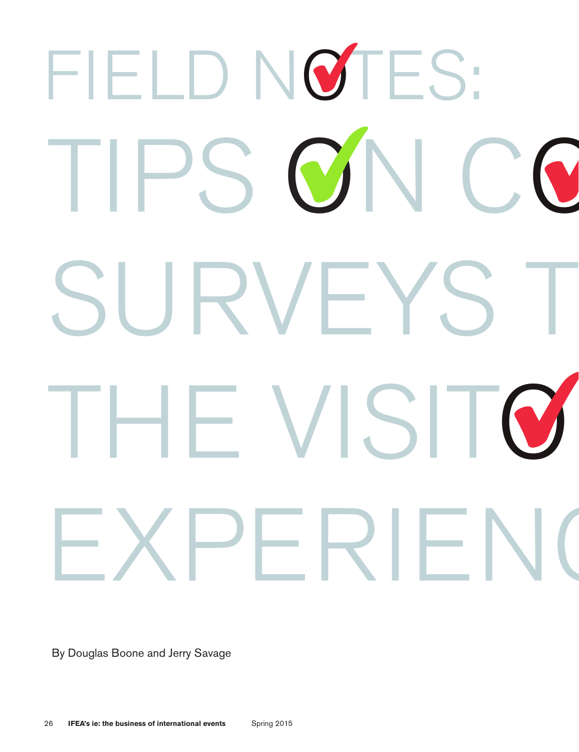# FIELD NOTES: TIPS ON CO SURVEYS T THE VISITO EXPERIENC

By Douglas Boone and Jerry Savage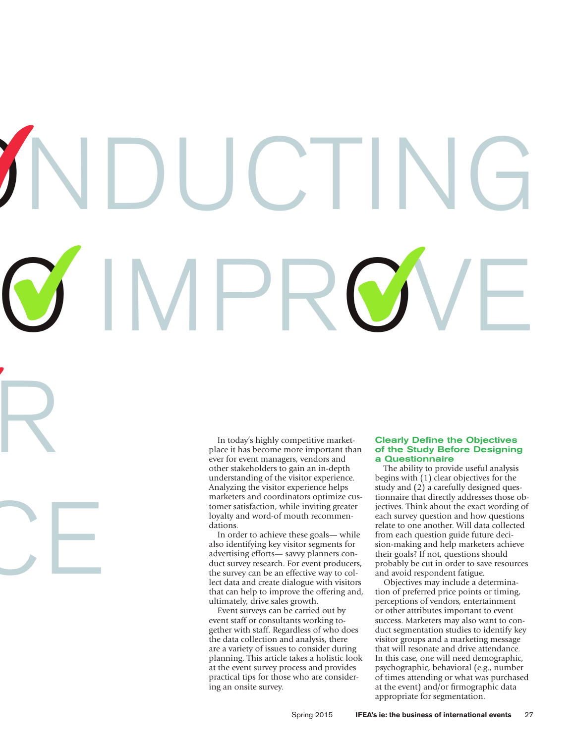# NDUCTING O IMPROVE R CE

In today's highly competitive marketplace it has become more important than ever for event managers, vendors and other stakeholders to gain an in-depth understanding of the visitor experience. Analyzing the visitor experience helps marketers and coordinators optimize customer satisfaction, while inviting greater loyalty and word-of mouth recommendations.

In order to achieve these goals— while also identifying key visitor segments for advertising efforts— savvy planners conduct survey research. For event producers, the survey can be an effective way to collect data and create dialogue with visitors that can help to improve the offering and, ultimately, drive sales growth.

Event surveys can be carried out by event staff or consultants working together with staff. Regardless of who does the data collection and analysis, there are a variety of issues to consider during planning. This article takes a holistic look at the event survey process and provides practical tips for those who are considering an onsite survey.

## Clearly Define the Objectives of the Study Before Designing a Questionnaire

The ability to provide useful analysis begins with (1) clear objectives for the study and (2) a carefully designed questionnaire that directly addresses those objectives. Think about the exact wording of each survey question and how questions relate to one another. Will data collected from each question guide future decision-making and help marketers achieve their goals? If not, questions should probably be cut in order to save resources and avoid respondent fatigue.

Objectives may include a determination of preferred price points or timing, perceptions of vendors, entertainment or other attributes important to event success. Marketers may also want to conduct segmentation studies to identify key visitor groups and a marketing message that will resonate and drive attendance. In this case, one will need demographic, psychographic, behavioral (e.g., number of times attending or what was purchased at the event) and/or firmographic data appropriate for segmentation.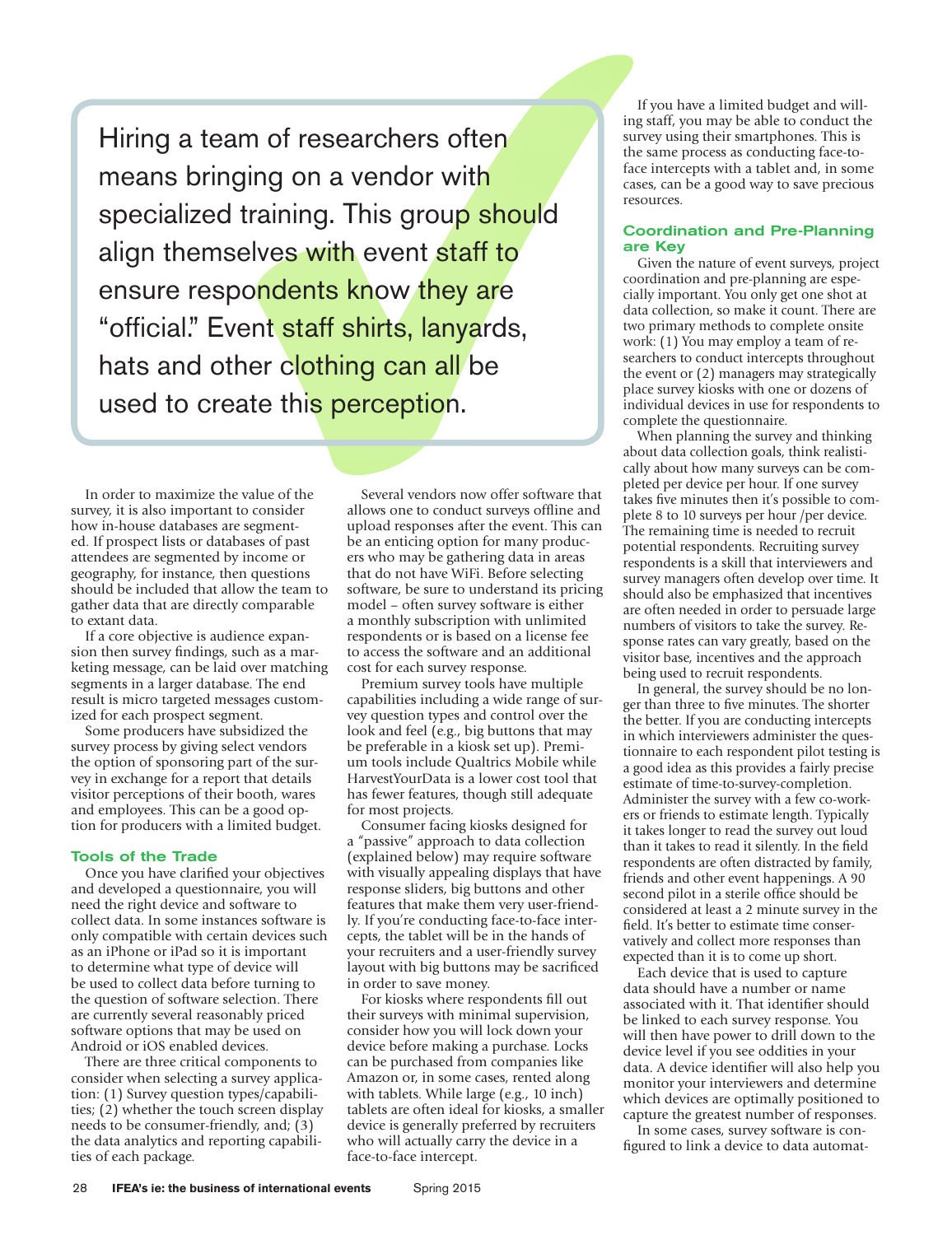> Hiring a team of researchers often means bringing on a vendor with specialized training. This group should align themselves with event staff to ensure respondents know they are "official." Event staff shirts, lanyards, hats and other clothing can all be used to create this perception.

In order to maximize the value of the survey, it is also important to consider how in-house databases are segmented. If prospect lists or databases of past attendees are segmented by income or geography, for instance, then questions should be included that allow the team to gather data that are directly comparable to extant data.

If a core objective is audience expansion then survey findings, such as a marketing message, can be laid over matching segments in a larger database. The end result is micro targeted messages customized for each prospect segment.

Some producers have subsidized the survey process by giving select vendors the option of sponsoring part of the survey in exchange for a report that details visitor perceptions of their booth, wares and employees. This can be a good option for producers with a limited budget.

### Tools of the Trade

Once you have clarified your objectives and developed a questionnaire, you will need the right device and software to collect data. In some instances software is only compatible with certain devices such as an iPhone or iPad so it is important to determine what type of device will be used to collect data before turning to the question of software selection. There are currently several reasonably priced software options that may be used on Android or iOS enabled devices.

There are three critical components to consider when selecting a survey application: (1) Survey question types/capabilities; (2) whether the touch screen display needs to be consumer-friendly, and; (3) the data analytics and reporting capabilities of each package.

Several vendors now offer software that allows one to conduct surveys offline and upload responses after the event. This can be an enticing option for many producers who may be gathering data in areas that do not have WiFi. Before selecting software, be sure to understand its pricing model – often survey software is either a monthly subscription with unlimited respondents or is based on a license fee to access the software and an additional cost for each survey response.

Premium survey tools have multiple capabilities including a wide range of survey question types and control over the look and feel (e.g., big buttons that may be preferable in a kiosk set up). Premium tools include Qualtrics Mobile while HarvestYourData is a lower cost tool that has fewer features, though still adequate for most projects.

Consumer facing kiosks designed for a "passive" approach to data collection (explained below) may require software with visually appealing displays that have response sliders, big buttons and other features that make them very user-friendly. If you're conducting face-to-face intercepts, the tablet will be in the hands of your recruiters and a user-friendly survey layout with big buttons may be sacrificed in order to save money.

For kiosks where respondents fill out their surveys with minimal supervision, consider how you will lock down your device before making a purchase. Locks can be purchased from companies like Amazon or, in some cases, rented along with tablets. While large (e.g., 10 inch) tablets are often ideal for kiosks, a smaller device is generally preferred by recruiters who will actually carry the device in a face-to-face intercept.

If you have a limited budget and willing staff, you may be able to conduct the survey using their smartphones. This is the same process as conducting face-to-face intercepts with a tablet and, in some cases, can be a good way to save precious resources.

### Coordination and Pre-Planning are Key

Given the nature of event surveys, project coordination and pre-planning are especially important. You only get one shot at data collection, so make it count. There are two primary methods to complete onsite work: (1) You may employ a team of researchers to conduct intercepts throughout the event or (2) managers may strategically place survey kiosks with one or dozens of individual devices in use for respondents to complete the questionnaire.

When planning the survey and thinking about data collection goals, think realistically about how many surveys can be completed per device per hour. If one survey takes five minutes then it's possible to complete 8 to 10 surveys per hour /per device. The remaining time is needed to recruit potential respondents. Recruiting survey respondents is a skill that interviewers and survey managers often develop over time. It should also be emphasized that incentives are often needed in order to persuade large numbers of visitors to take the survey. Response rates can vary greatly, based on the visitor base, incentives and the approach being used to recruit respondents.

In general, the survey should be no longer than three to five minutes. The shorter the better. If you are conducting intercepts in which interviewers administer the questionnaire to each respondent pilot testing is a good idea as this provides a fairly precise estimate of time-to-survey-completion. Administer the survey with a few co-workers or friends to estimate length. Typically it takes longer to read the survey out loud than it takes to read it silently. In the field respondents are often distracted by family, friends and other event happenings. A 90 second pilot in a sterile office should be considered at least a 2 minute survey in the field. It's better to estimate time conservatively and collect more responses than expected than it is to come up short.

Each device that is used to capture data should have a number or name associated with it. That identifier should be linked to each survey response. You will then have power to drill down to the device level if you see oddities in your data. A device identifier will also help you monitor your interviewers and determine which devices are optimally positioned to capture the greatest number of responses.

In some cases, survey software is configured to link a device to data automat-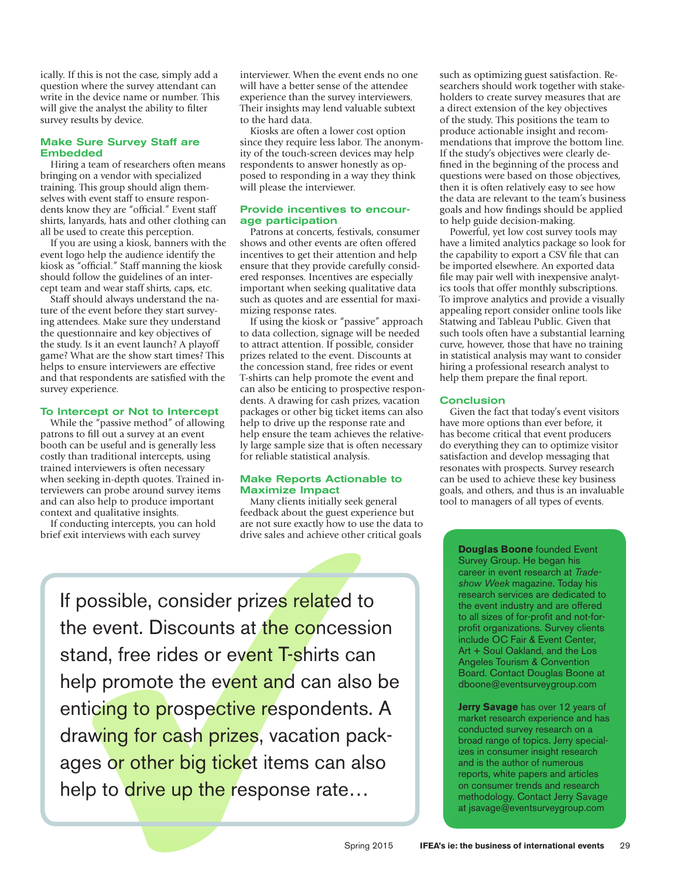ically. If this is not the case, simply add a question where the survey attendant can write in the device name or number. This will give the analyst the ability to filter survey results by device.

### Make Sure Survey Staff are Embedded

Hiring a team of researchers often means bringing on a vendor with specialized training. This group should align themselves with event staff to ensure respondents know they are "official." Event staff shirts, lanyards, hats and other clothing can all be used to create this perception.

If you are using a kiosk, banners with the event logo help the audience identify the kiosk as "official." Staff manning the kiosk should follow the guidelines of an intercept team and wear staff shirts, caps, etc.

Staff should always understand the nature of the event before they start surveying attendees. Make sure they understand the questionnaire and key objectives of the study. Is it an event launch? A playoff game? What are the show start times? This helps to ensure interviewers are effective and that respondents are satisfied with the survey experience.

### To Intercept or Not to Intercept

While the "passive method" of allowing patrons to fill out a survey at an event booth can be useful and is generally less costly than traditional intercepts, using trained interviewers is often necessary when seeking in-depth quotes. Trained interviewers can probe around survey items and can also help to produce important context and qualitative insights.

If conducting intercepts, you can hold brief exit interviews with each survey interviewer. When the event ends no one will have a better sense of the attendee experience than the survey interviewers. Their insights may lend valuable subtext to the hard data.

Kiosks are often a lower cost option since they require less labor. The anonymity of the touch-screen devices may help respondents to answer honestly as opposed to responding in a way they think will please the interviewer.

### Provide incentives to encourage participation

Patrons at concerts, festivals, consumer shows and other events are often offered incentives to get their attention and help ensure that they provide carefully considered responses. Incentives are especially important when seeking qualitative data such as quotes and are essential for maximizing response rates.

If using the kiosk or "passive" approach to data collection, signage will be needed to attract attention. If possible, consider prizes related to the event. Discounts at the concession stand, free rides or event T-shirts can help promote the event and can also be enticing to prospective respondents. A drawing for cash prizes, vacation packages or other big ticket items can also help to drive up the response rate and help ensure the team achieves the relatively large sample size that is often necessary for reliable statistical analysis.

### Make Reports Actionable to Maximize Impact

Many clients initially seek general feedback about the guest experience but are not sure exactly how to use the data to drive sales and achieve other critical goals such as optimizing guest satisfaction. Researchers should work together with stakeholders to create survey measures that are a direct extension of the key objectives of the study. This positions the team to produce actionable insight and recommendations that improve the bottom line. If the study's objectives were clearly defined in the beginning of the process and questions were based on those objectives, then it is often relatively easy to see how the data are relevant to the team's business goals and how findings should be applied to help guide decision-making.

Powerful, yet low cost survey tools may have a limited analytics package so look for the capability to export a CSV file that can be imported elsewhere. An exported data file may pair well with inexpensive analytics tools that offer monthly subscriptions. To improve analytics and provide a visually appealing report consider online tools like Statwing and Tableau Public. Given that such tools often have a substantial learning curve, however, those that have no training in statistical analysis may want to consider hiring a professional research analyst to help them prepare the final report.

### Conclusion

Given the fact that today's event visitors have more options than ever before, it has become critical that event producers do everything they can to optimize visitor satisfaction and develop messaging that resonates with prospects. Survey research can be used to achieve these key business goals, and others, and thus is an invaluable tool to managers of all types of events.

> If possible, consider prizes related to the event. Discounts at the concession stand, free rides or event T-shirts can help promote the event and can also be enticing to prospective respondents. A drawing for cash prizes, vacation packages or other big ticket items can also help to drive up the response rate…

**Douglas Boone** founded Event Survey Group. He began his career in event research at *Tradeshow Week* magazine. Today his research services are dedicated to the event industry and are offered to all sizes of for-profit and not-for-profit organizations. Survey clients include OC Fair & Event Center, Art + Soul Oakland, and the Los Angeles Tourism & Convention Board. Contact Douglas Boone at dboone@eventsurveygroup.com

**Jerry Savage** has over 12 years of market research experience and has conducted survey research on a broad range of topics. Jerry specializes in consumer insight research and is the author of numerous reports, white papers and articles on consumer trends and research methodology. Contact Jerry Savage at jsavage@eventsurveygroup.com